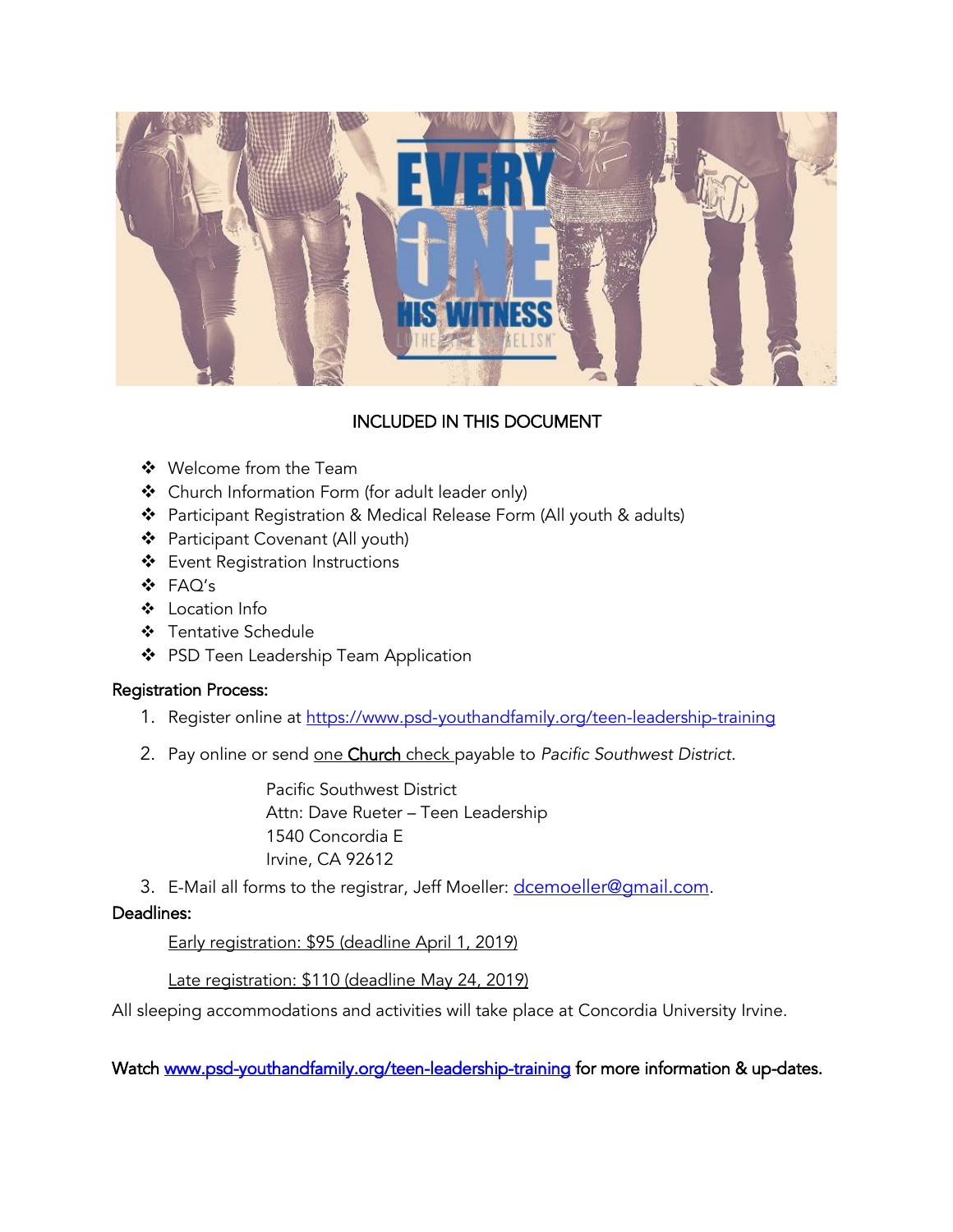EVERY ONE HIS WITNESS

## INCLUDED IN THIS DOCUMENT

- Welcome from the Team
- Church Information Form (for adult leader only)
- Participant Registration & Medical Release Form (All youth & adults)
- Participant Covenant (All youth)
- Event Registration Instructions
- FAQ's
- Location Info
- Tentative Schedule
- PSD Teen Leadership Team Application

### Registration Process:

1. Register online at https://www.psd-youthandfamily.org/teen-leadership-training
2. Pay online or send one Church check payable to *Pacific Southwest District*.

   Pacific Southwest District
   Attn: Dave Rueter – Teen Leadership
   1540 Concordia E
   Irvine, CA 92612

3. E-Mail all forms to the registrar, Jeff Moeller: dcemoeller@gmail.com.

### Deadlines:

Early registration: $95 (deadline April 1, 2019)

Late registration: $110 (deadline May 24, 2019)

All sleeping accommodations and activities will take place at Concordia University Irvine.

Watch www.psd-youthandfamily.org/teen-leadership-training for more information & up-dates.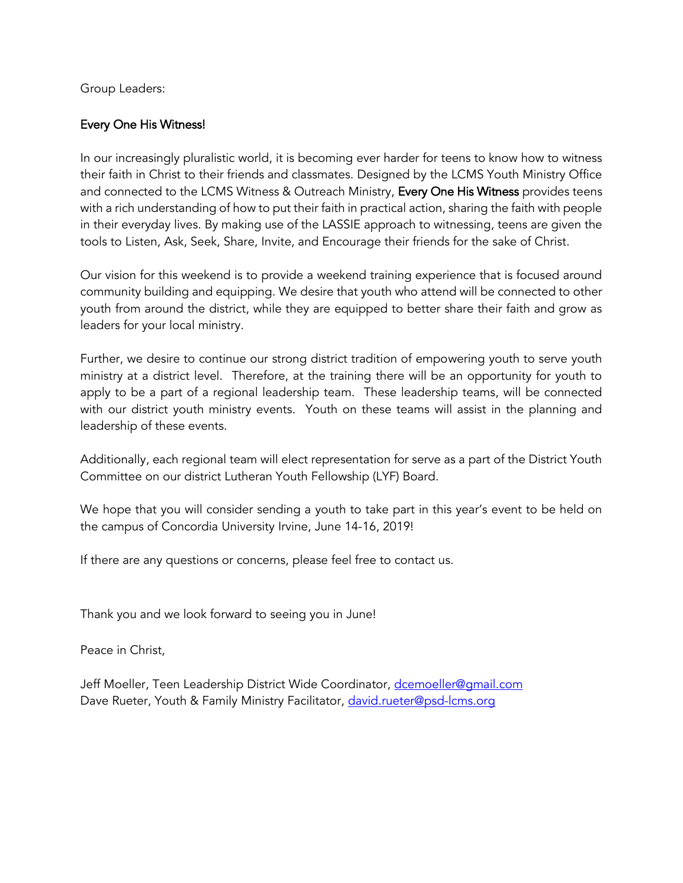Group Leaders:

**Every One His Witness!**

In our increasingly pluralistic world, it is becoming ever harder for teens to know how to witness their faith in Christ to their friends and classmates. Designed by the LCMS Youth Ministry Office and connected to the LCMS Witness & Outreach Ministry, **Every One His Witness** provides teens with a rich understanding of how to put their faith in practical action, sharing the faith with people in their everyday lives. By making use of the LASSIE approach to witnessing, teens are given the tools to Listen, Ask, Seek, Share, Invite, and Encourage their friends for the sake of Christ.

Our vision for this weekend is to provide a weekend training experience that is focused around community building and equipping. We desire that youth who attend will be connected to other youth from around the district, while they are equipped to better share their faith and grow as leaders for your local ministry.

Further, we desire to continue our strong district tradition of empowering youth to serve youth ministry at a district level. Therefore, at the training there will be an opportunity for youth to apply to be a part of a regional leadership team. These leadership teams, will be connected with our district youth ministry events. Youth on these teams will assist in the planning and leadership of these events.

Additionally, each regional team will elect representation for serve as a part of the District Youth Committee on our district Lutheran Youth Fellowship (LYF) Board.

We hope that you will consider sending a youth to take part in this year's event to be held on the campus of Concordia University Irvine, June 14-16, 2019!

If there are any questions or concerns, please feel free to contact us.

Thank you and we look forward to seeing you in June!

Peace in Christ,

Jeff Moeller, Teen Leadership District Wide Coordinator, dcemoeller@gmail.com
Dave Rueter, Youth & Family Ministry Facilitator, david.rueter@psd-lcms.org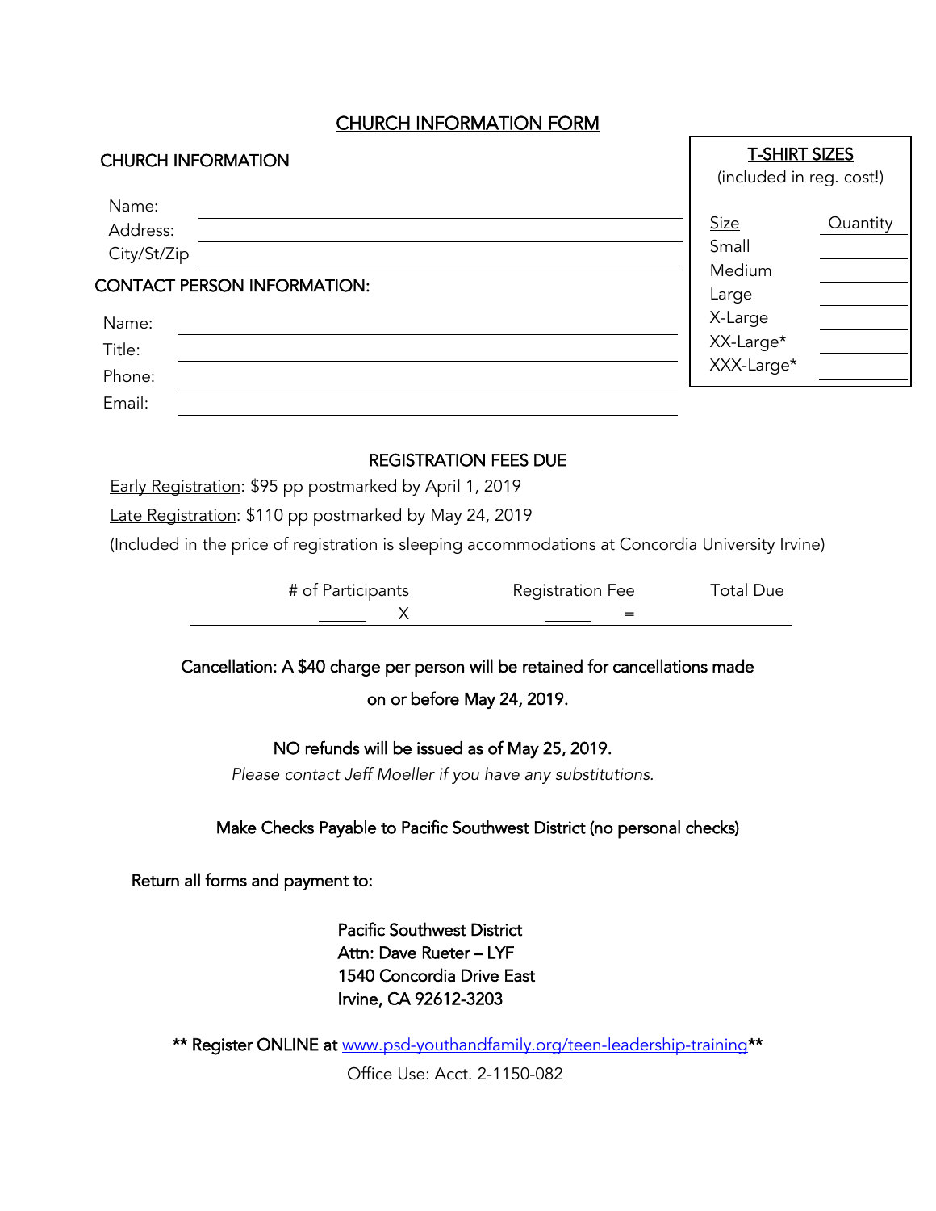# CHURCH INFORMATION FORM

## CHURCH INFORMATION

Name: \_\_\_\_\_\_\_\_\_\_\_\_\_\_\_\_\_\_\_\_\_\_\_\_\_\_\_\_\_\_\_\_\_\_\_\_\_\_\_\_

Address: \_\_\_\_\_\_\_\_\_\_\_\_\_\_\_\_\_\_\_\_\_\_\_\_\_\_\_\_\_\_\_\_\_\_\_\_\_\_\_\_

City/St/Zip \_\_\_\_\_\_\_\_\_\_\_\_\_\_\_\_\_\_\_\_\_\_\_\_\_\_\_\_\_\_\_\_\_\_\_\_\_\_\_\_

## CONTACT PERSON INFORMATION:

Name: \_\_\_\_\_\_\_\_\_\_\_\_\_\_\_\_\_\_\_\_\_\_\_\_\_\_\_\_\_\_\_\_\_\_\_\_\_\_\_\_

Title: \_\_\_\_\_\_\_\_\_\_\_\_\_\_\_\_\_\_\_\_\_\_\_\_\_\_\_\_\_\_\_\_\_\_\_\_\_\_\_\_

Phone: \_\_\_\_\_\_\_\_\_\_\_\_\_\_\_\_\_\_\_\_\_\_\_\_\_\_\_\_\_\_\_\_\_\_\_\_\_\_\_\_

Email: \_\_\_\_\_\_\_\_\_\_\_\_\_\_\_\_\_\_\_\_\_\_\_\_\_\_\_\_\_\_\_\_\_\_\_\_\_\_\_\_

## T-SHIRT SIZES

(included in reg. cost!)

| Size | Quantity |
|---|---|
| Small | |
| Medium | |
| Large | |
| X-Large | |
| XX-Large* | |
| XXX-Large* | |

## REGISTRATION FEES DUE

Early Registration: $95 pp postmarked by April 1, 2019

Late Registration: $110 pp postmarked by May 24, 2019

(Included in the price of registration is sleeping accommodations at Concordia University Irvine)

| # of Participants | | Registration Fee | | Total Due |
|---|---|---|---|---|
| \_\_\_\_\_ | X | \_\_\_\_\_ | = | |

Cancellation: A $40 charge per person will be retained for cancellations made on or before May 24, 2019.

NO refunds will be issued as of May 25, 2019.

*Please contact Jeff Moeller if you have any substitutions.*

Make Checks Payable to Pacific Southwest District (no personal checks)

Return all forms and payment to:

Pacific Southwest District
Attn: Dave Rueter – LYF
1540 Concordia Drive East
Irvine, CA 92612-3203

** Register ONLINE at www.psd-youthandfamily.org/teen-leadership-training**

Office Use: Acct. 2-1150-082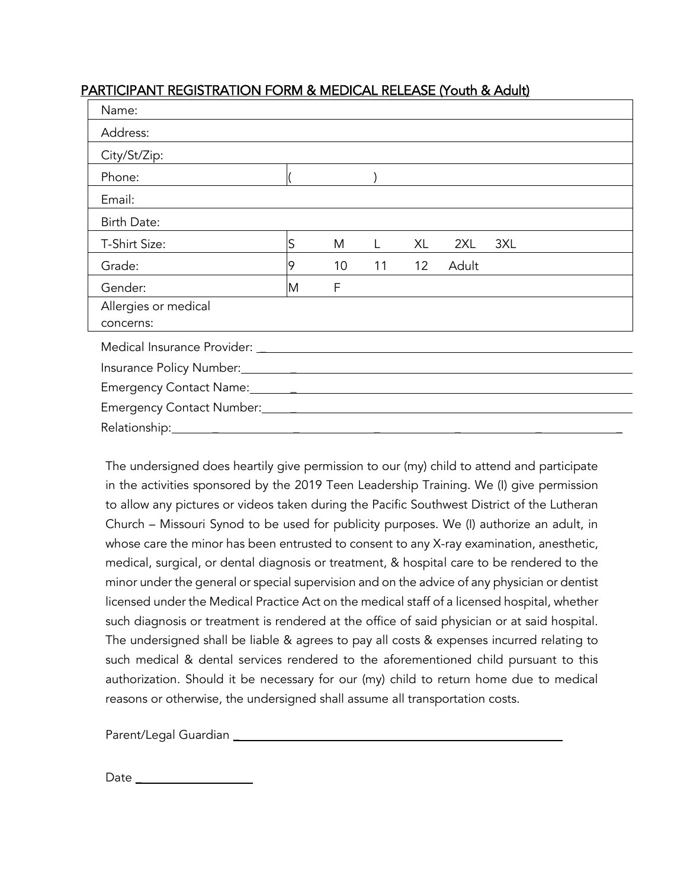## PARTICIPANT REGISTRATION FORM & MEDICAL RELEASE (Youth & Adult)

| | | | | | | |
|---|---|---|---|---|---|---|
| Name: | | | | | | |
| Address: | | | | | | |
| City/St/Zip: | | | | | | |
| Phone: | ( | | ) | | | |
| Email: | | | | | | |
| Birth Date: | | | | | | |
| T-Shirt Size: | S | M | L | XL | 2XL | 3XL |
| Grade: | 9 | 10 | 11 | 12 | Adult | |
| Gender: | M | F | | | | |
| Allergies or medical concerns: | | | | | | |

Medical Insurance Provider: ______________________________

Insurance Policy Number: ______________________________

Emergency Contact Name: ______________________________

Emergency Contact Number: ______________________________

Relationship: ______________________________

The undersigned does heartily give permission to our (my) child to attend and participate in the activities sponsored by the 2019 Teen Leadership Training. We (I) give permission to allow any pictures or videos taken during the Pacific Southwest District of the Lutheran Church – Missouri Synod to be used for publicity purposes. We (I) authorize an adult, in whose care the minor has been entrusted to consent to any X-ray examination, anesthetic, medical, surgical, or dental diagnosis or treatment, & hospital care to be rendered to the minor under the general or special supervision and on the advice of any physician or dentist licensed under the Medical Practice Act on the medical staff of a licensed hospital, whether such diagnosis or treatment is rendered at the office of said physician or at said hospital. The undersigned shall be liable & agrees to pay all costs & expenses incurred relating to such medical & dental services rendered to the aforementioned child pursuant to this authorization. Should it be necessary for our (my) child to return home due to medical reasons or otherwise, the undersigned shall assume all transportation costs.

Parent/Legal Guardian ______________________________

Date ____________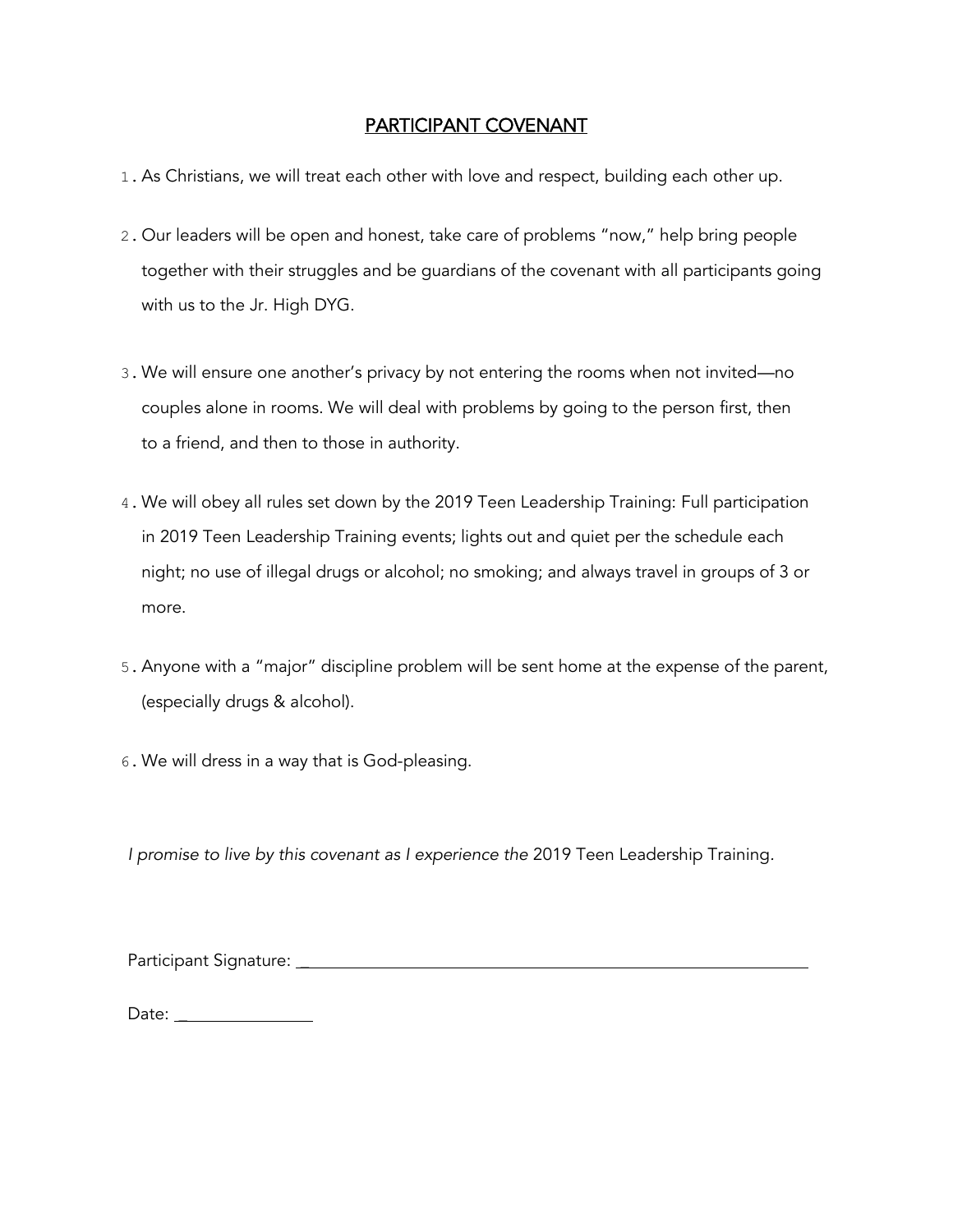# PARTICIPANT COVENANT

1. As Christians, we will treat each other with love and respect, building each other up.

2. Our leaders will be open and honest, take care of problems "now," help bring people together with their struggles and be guardians of the covenant with all participants going with us to the Jr. High DYG.

3. We will ensure one another's privacy by not entering the rooms when not invited—no couples alone in rooms. We will deal with problems by going to the person first, then to a friend, and then to those in authority.

4. We will obey all rules set down by the 2019 Teen Leadership Training: Full participation in 2019 Teen Leadership Training events; lights out and quiet per the schedule each night; no use of illegal drugs or alcohol; no smoking; and always travel in groups of 3 or more.

5. Anyone with a "major" discipline problem will be sent home at the expense of the parent, (especially drugs & alcohol).

6. We will dress in a way that is God-pleasing.

*I promise to live by this covenant as I experience the* 2019 Teen Leadership Training.

Participant Signature: ____________________________________________

Date: ______________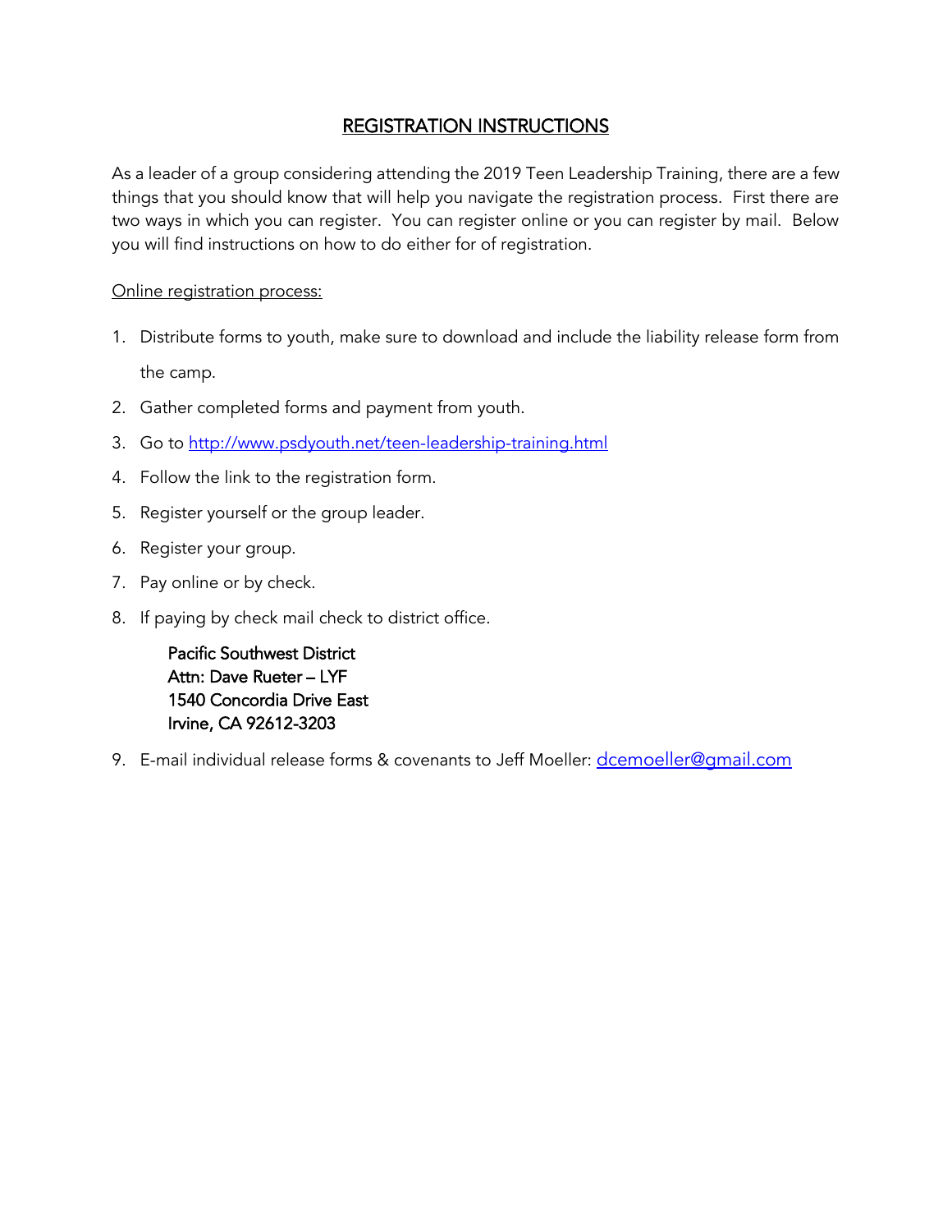## REGISTRATION INSTRUCTIONS

As a leader of a group considering attending the 2019 Teen Leadership Training, there are a few things that you should know that will help you navigate the registration process. First there are two ways in which you can register. You can register online or you can register by mail. Below you will find instructions on how to do either for of registration.

Online registration process:

1. Distribute forms to youth, make sure to download and include the liability release form from the camp.
2. Gather completed forms and payment from youth.
3. Go to http://www.psdyouth.net/teen-leadership-training.html
4. Follow the link to the registration form.
5. Register yourself or the group leader.
6. Register your group.
7. Pay online or by check.
8. If paying by check mail check to district office.

   Pacific Southwest District  
   Attn: Dave Rueter – LYF  
   1540 Concordia Drive East  
   Irvine, CA 92612-3203

9. E-mail individual release forms & covenants to Jeff Moeller: dcemoeller@gmail.com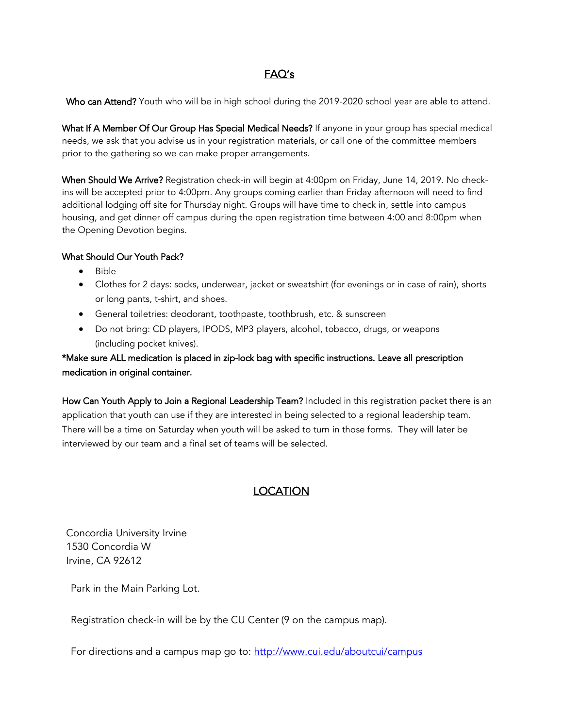## FAQ's

**Who can Attend?** Youth who will be in high school during the 2019-2020 school year are able to attend.

**What If A Member Of Our Group Has Special Medical Needs?** If anyone in your group has special medical needs, we ask that you advise us in your registration materials, or call one of the committee members prior to the gathering so we can make proper arrangements.

**When Should We Arrive?** Registration check-in will begin at 4:00pm on Friday, June 14, 2019. No check-ins will be accepted prior to 4:00pm. Any groups coming earlier than Friday afternoon will need to find additional lodging off site for Thursday night. Groups will have time to check in, settle into campus housing, and get dinner off campus during the open registration time between 4:00 and 8:00pm when the Opening Devotion begins.

**What Should Our Youth Pack?**

- Bible
- Clothes for 2 days: socks, underwear, jacket or sweatshirt (for evenings or in case of rain), shorts or long pants, t-shirt, and shoes.
- General toiletries: deodorant, toothpaste, toothbrush, etc. & sunscreen
- Do not bring: CD players, IPODS, MP3 players, alcohol, tobacco, drugs, or weapons (including pocket knives).

**\*Make sure ALL medication is placed in zip-lock bag with specific instructions. Leave all prescription medication in original container.**

**How Can Youth Apply to Join a Regional Leadership Team?** Included in this registration packet there is an application that youth can use if they are interested in being selected to a regional leadership team. There will be a time on Saturday when youth will be asked to turn in those forms. They will later be interviewed by our team and a final set of teams will be selected.

## LOCATION

Concordia University Irvine
1530 Concordia W
Irvine, CA 92612

Park in the Main Parking Lot.

Registration check-in will be by the CU Center (9 on the campus map).

For directions and a campus map go to: [http://www.cui.edu/aboutcui/campus](http://www.cui.edu/aboutcui/campus)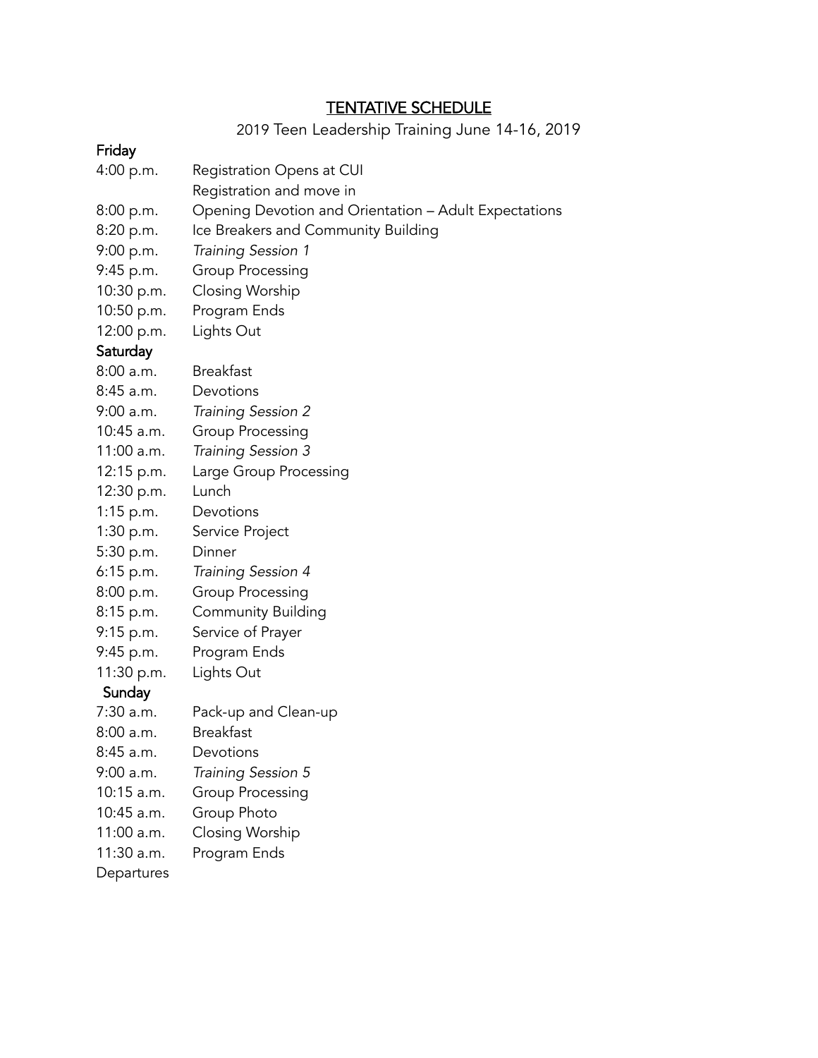## TENTATIVE SCHEDULE

2019 Teen Leadership Training June 14-16, 2019

**Friday**

| | |
|---|---|
| 4:00 p.m. | Registration Opens at CUI |
| | Registration and move in |
| 8:00 p.m. | Opening Devotion and Orientation – Adult Expectations |
| 8:20 p.m. | Ice Breakers and Community Building |
| 9:00 p.m. | *Training Session 1* |
| 9:45 p.m. | Group Processing |
| 10:30 p.m. | Closing Worship |
| 10:50 p.m. | Program Ends |
| 12:00 p.m. | Lights Out |

**Saturday**

| | |
|---|---|
| 8:00 a.m. | Breakfast |
| 8:45 a.m. | Devotions |
| 9:00 a.m. | *Training Session 2* |
| 10:45 a.m. | Group Processing |
| 11:00 a.m. | *Training Session 3* |
| 12:15 p.m. | Large Group Processing |
| 12:30 p.m. | Lunch |
| 1:15 p.m. | Devotions |
| 1:30 p.m. | Service Project |
| 5:30 p.m. | Dinner |
| 6:15 p.m. | *Training Session 4* |
| 8:00 p.m. | Group Processing |
| 8:15 p.m. | Community Building |
| 9:15 p.m. | Service of Prayer |
| 9:45 p.m. | Program Ends |
| 11:30 p.m. | Lights Out |

**Sunday**

| | |
|---|---|
| 7:30 a.m. | Pack-up and Clean-up |
| 8:00 a.m. | Breakfast |
| 8:45 a.m. | Devotions |
| 9:00 a.m. | *Training Session 5* |
| 10:15 a.m. | Group Processing |
| 10:45 a.m. | Group Photo |
| 11:00 a.m. | Closing Worship |
| 11:30 a.m. | Program Ends |

Departures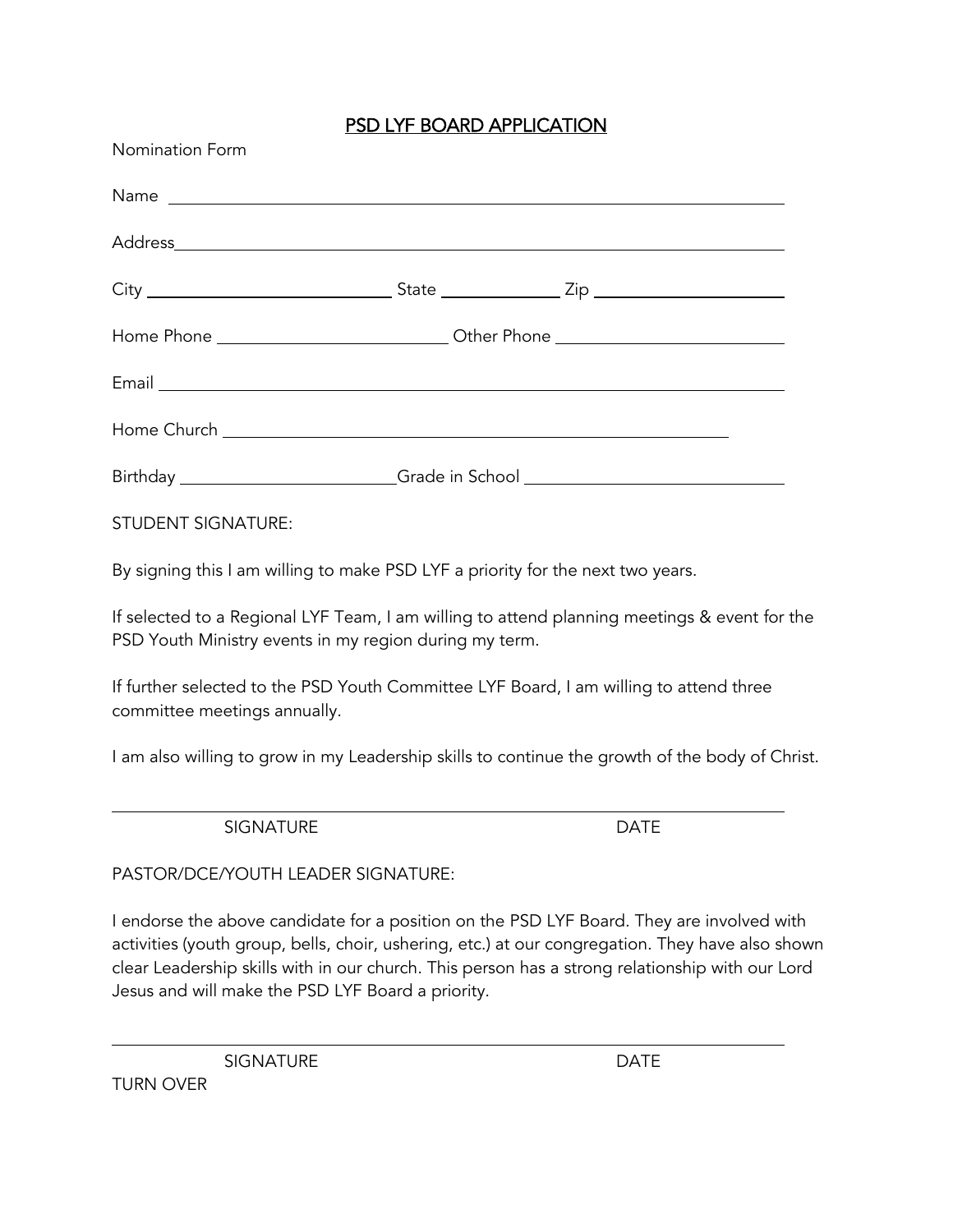# PSD LYF BOARD APPLICATION

Nomination Form

Name ____________________________________________

Address__________________________________________

City ____________________ State __________ Zip ______________

Home Phone ________________ Other Phone ________________

Email ____________________________________________

Home Church ______________________________________

Birthday ________________ Grade in School ________________

STUDENT SIGNATURE:

By signing this I am willing to make PSD LYF a priority for the next two years.

If selected to a Regional LYF Team, I am willing to attend planning meetings & event for the PSD Youth Ministry events in my region during my term.

If further selected to the PSD Youth Committee LYF Board, I am willing to attend three committee meetings annually.

I am also willing to grow in my Leadership skills to continue the growth of the body of Christ.

____________________________________________

SIGNATURE DATE

PASTOR/DCE/YOUTH LEADER SIGNATURE:

I endorse the above candidate for a position on the PSD LYF Board. They are involved with activities (youth group, bells, choir, ushering, etc.) at our congregation. They have also shown clear Leadership skills with in our church. This person has a strong relationship with our Lord Jesus and will make the PSD LYF Board a priority.

____________________________________________

SIGNATURE DATE

TURN OVER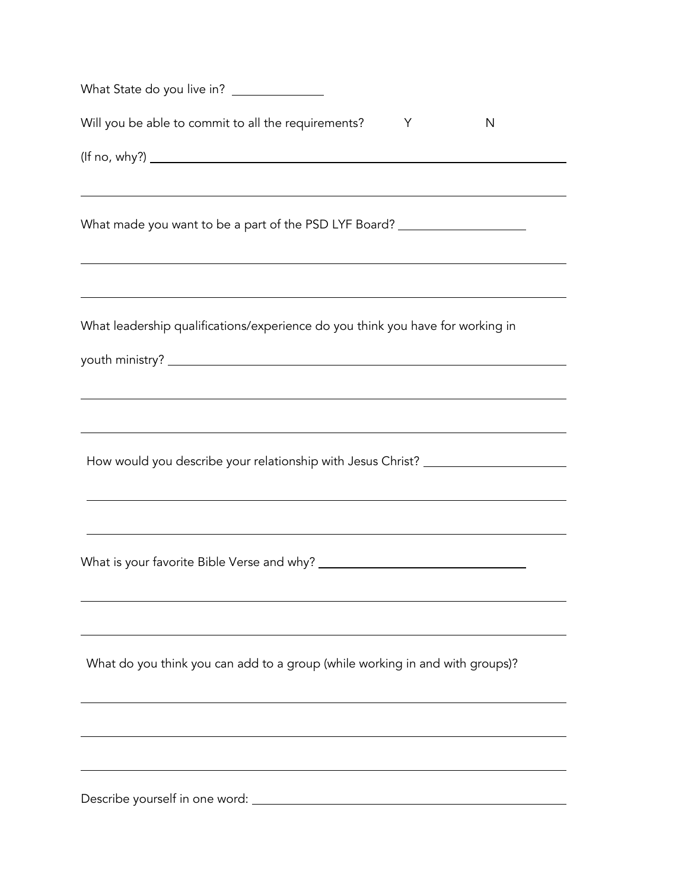What State do you live in? _______________

Will you be able to commit to all the requirements? Y N

(If no, why?) ____________________________________________________________

______________________________________________________________________

What made you want to be a part of the PSD LYF Board? ____________________

______________________________________________________________________

______________________________________________________________________

What leadership qualifications/experience do you think you have for working in youth ministry? ______________________________________________________

______________________________________________________________________

______________________________________________________________________

How would you describe your relationship with Jesus Christ? ______________________

______________________________________________________________________

______________________________________________________________________

What is your favorite Bible Verse and why? ____________________________________

______________________________________________________________________

______________________________________________________________________

What do you think you can add to a group (while working in and with groups)?

______________________________________________________________________

______________________________________________________________________

______________________________________________________________________

Describe yourself in one word: ____________________________________________